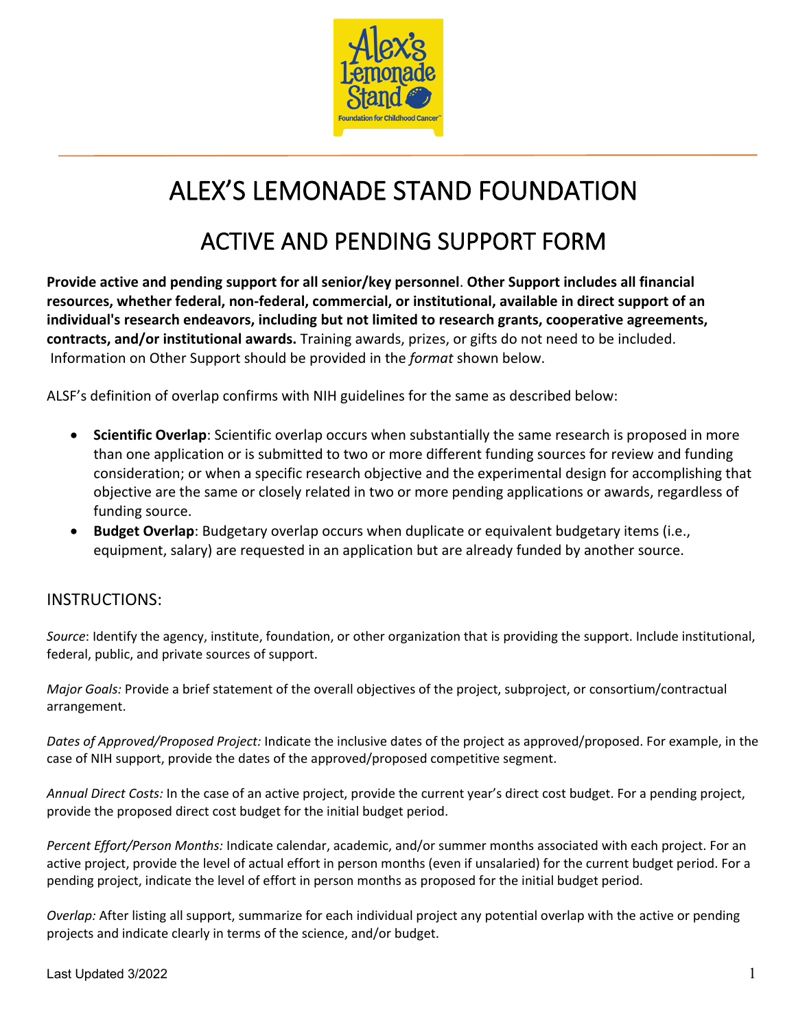# ALEX'S LEMONADE STAND FOUNDATION

## ACTIVE AND PENDING SUPPORT FORM

**Provide active and pending support for all senior/key personnel**. **Other Support includes all financial resources, whether federal, non-federal, commercial, or institutional, available in direct support of an individual's research endeavors, including but not limited to research grants, cooperative agreements, contracts, and/or institutional awards.** Training awards, prizes, or gifts do not need to be included. Information on Other Support should be provided in the *format* shown below.

ALSF's definition of overlap confirms with NIH guidelines for the same as described below:

- **Scientific Overlap**: Scientific overlap occurs when substantially the same research is proposed in more than one application or is submitted to two or more different funding sources for review and funding consideration; or when a specific research objective and the experimental design for accomplishing that objective are the same or closely related in two or more pending applications or awards, regardless of funding source.
- **Budget Overlap**: Budgetary overlap occurs when duplicate or equivalent budgetary items (i.e., equipment, salary) are requested in an application but are already funded by another source.

### INSTRUCTIONS:

*Source*: Identify the agency, institute, foundation, or other organization that is providing the support. Include institutional, federal, public, and private sources of support.

*Major Goals:* Provide a brief statement of the overall objectives of the project, subproject, or consortium/contractual arrangement.

*Dates of Approved/Proposed Project:* Indicate the inclusive dates of the project as approved/proposed. For example, in the case of NIH support, provide the dates of the approved/proposed competitive segment.

*Annual Direct Costs:* In the case of an active project, provide the current year's direct cost budget. For a pending project, provide the proposed direct cost budget for the initial budget period.

*Percent Effort/Person Months:* Indicate calendar, academic, and/or summer months associated with each project. For an active project, provide the level of actual effort in person months (even if unsalaried) for the current budget period. For a pending project, indicate the level of effort in person months as proposed for the initial budget period.

*Overlap:* After listing all support, summarize for each individual project any potential overlap with the active or pending projects and indicate clearly in terms of the science, and/or budget.

Last Updated 3/2022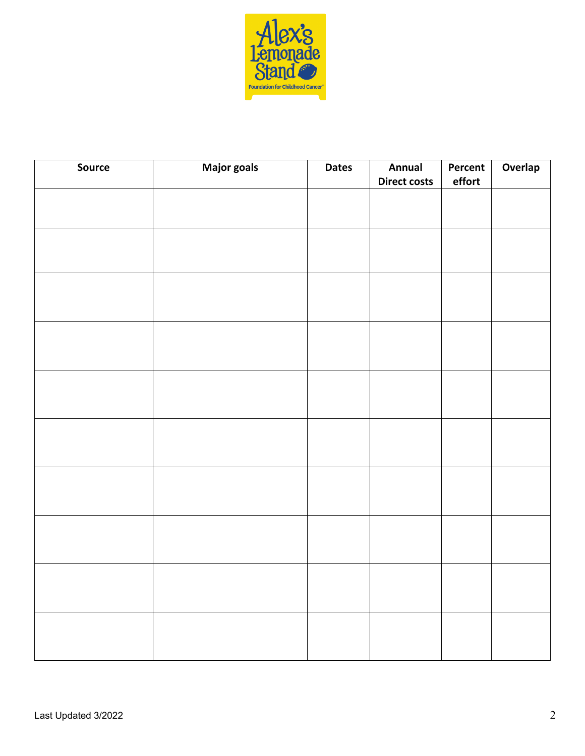| Source | Major goals | Dates | Annual Direct costs | Percent effort | Overlap |
|---|---|---|---|---|---|
| | | | | | |
| | | | | | |
| | | | | | |
| | | | | | |
| | | | | | |
| | | | | | |
| | | | | | |
| | | | | | |
| | | | | | |
| | | | | | |

Last Updated 3/2022